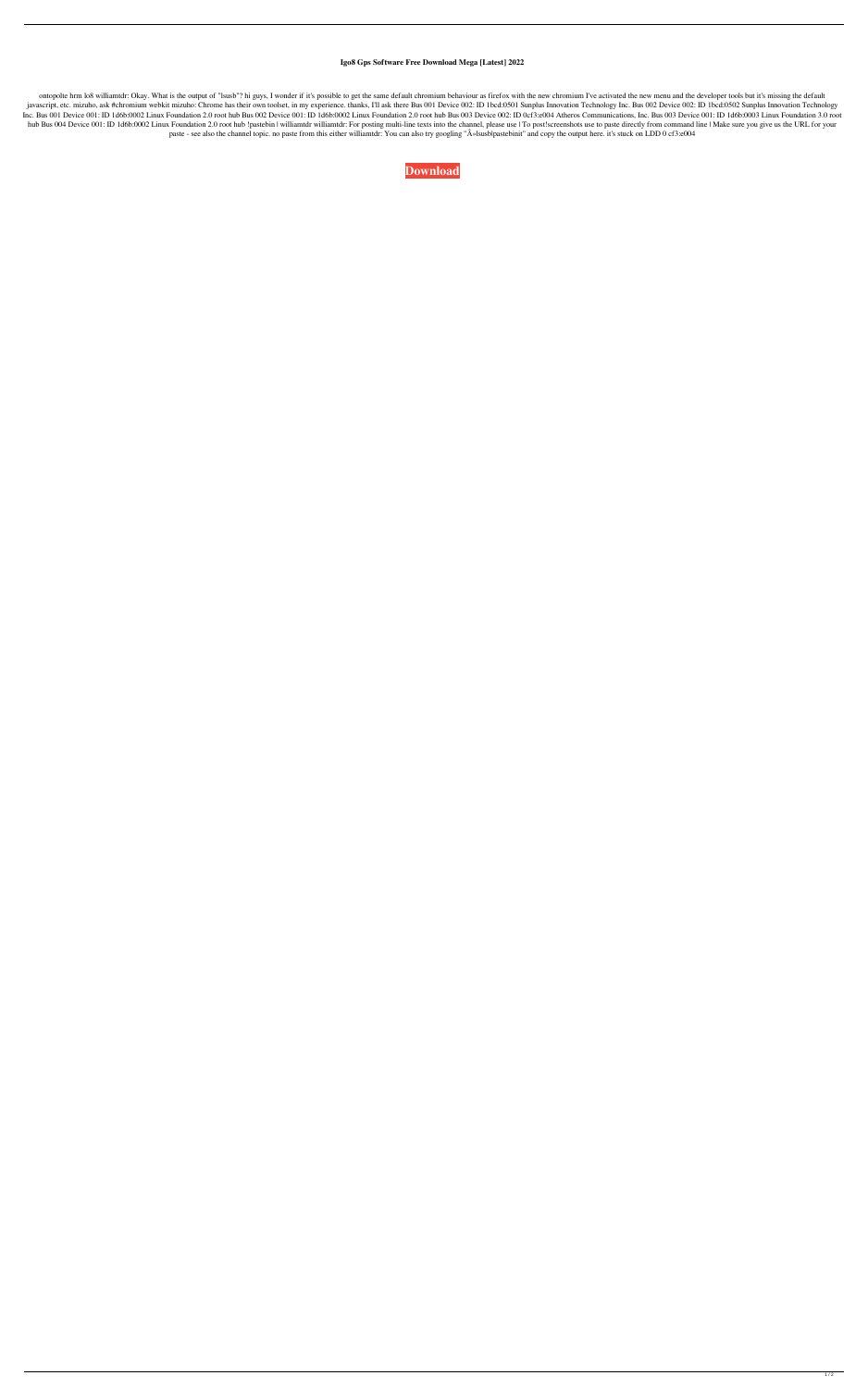# Igo8 Gps Software Free Download Mega [Latest] 2022

ontopolte hrm lo8 williamtdr: Okay. What is the output of "lsusb"? hi guys, I wonder if it's possible to get the same default chromium behaviour as firefox with the new chromium I've activated the new menu and the developer tools but it's missing the default javascript, etc. mizuho, ask #chromium webkit mizuho: Chrome has their own toolset, in my experience. thanks, I'll ask there Bus 001 Device 002: ID 1bcd:0501 Sunplus Innovation Technology Inc. Bus 002 Device 002: ID 1bcd:0502 Sunplus Innovation Technology Inc. Bus 001 Device 001: ID 1d6b:0002 Linux Foundation 2.0 root hub Bus 002 Device 001: ID 1d6b:0002 Linux Foundation 2.0 root hub Bus 003 Device 002: ID 0cf3:e004 Atheros Communications, Inc. Bus 003 Device 001: ID 1d6b:0003 Linux Foundation 3.0 root hub Bus 004 Device 001: ID 1d6b:0002 Linux Foundation 2.0 root hub !pastebin | williamtdr williamtdr: For posting multi-line texts into the channel, please use | To post!screenshots use to paste directly from command line | Make sure you give us the URL for your paste - see also the channel topic. no paste from this either williamtdr: You can also try googling "Â»lsusb|pastebinit" and copy the output here. it's stuck on LDD 0 cf3:e004

**Download**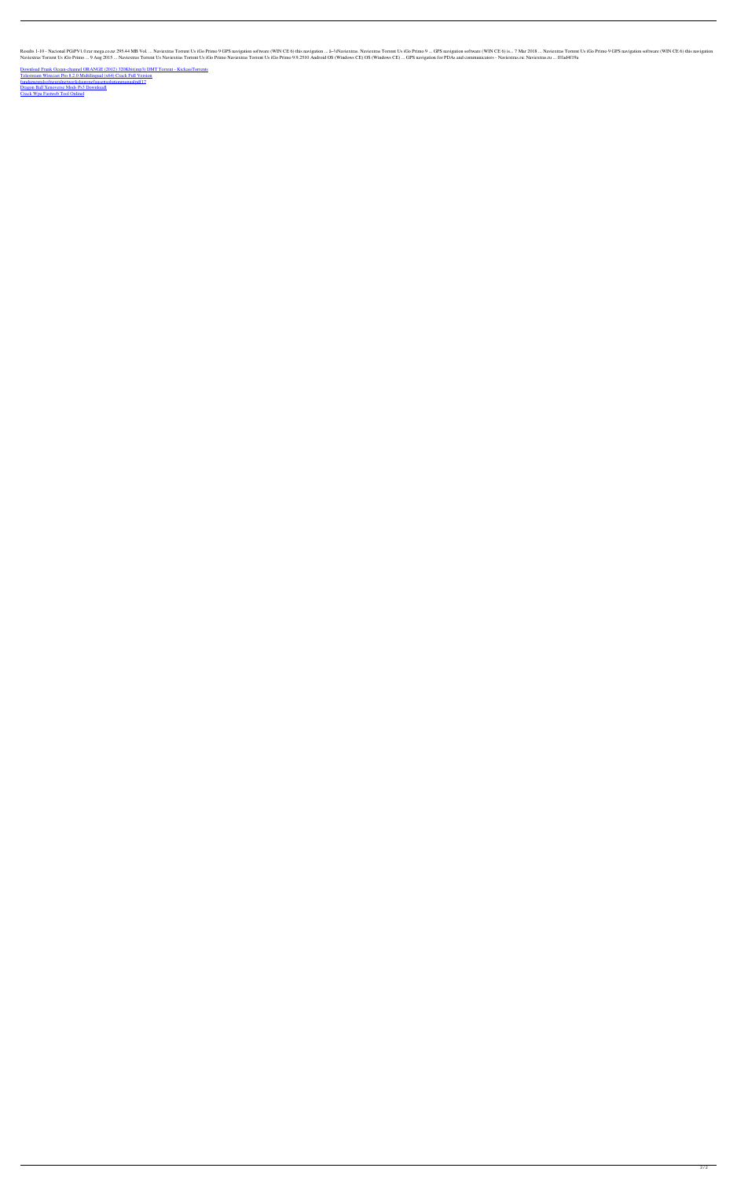Results 1-10 - Nacional PGiPV1.0.rar mega.co.nz 295.44 MB Vol. ... Naviextras Torrent Us iGo Primo 9 GPS navigation software (WIN CE 6) this navigation ... â–¾Naviextras. Naviextras Torrent Us iGo Primo 9 ... GPS navigation software (WIN CE 6) is... 7 Mar 2018 ... Naviextras Torrent Us iGo Primo 9 GPS navigation software (WIN CE 6) this navigation Naviextras Torrent Us iGo Primo ... 9 Aug 2015 ... Naviextras Torrent Us Naviextras Torrent Us iGo Primo Naviextras Torrent Us iGo Primo 9.9.2510 Android OS (Windows CE) OS (Windows CE) ... GPS navigation for PDAs and communicators - Naviextras.ru: Naviextras.ru ... f1fad4f19a

Download Frank Ocean-channel ORANGE (2012) 320Kbit(mp3) DMT Torrent - KickassTorrents
Telestream Wirecast Pro 8.2.0 Multilingual (x64) Crack Full Version
fundamentalsofneuralnetworksfausettsolutionmanualpdf12
Dragon Ball Xenoverse Mods Ps3 Download
Crack Wpa Fastweb Tool Onlinel